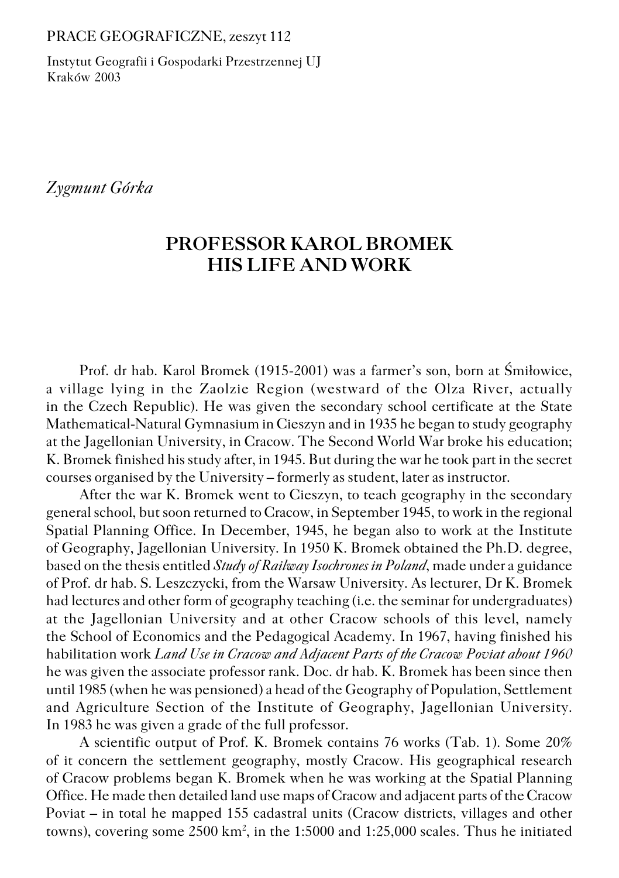PRACE GEOGRAFICZNE, zeszyt 112

Instytut Geografii i Gospodarki Przestrzennej UJ
Kraków 2003

*Zygmunt Górka*

# PROFESSOR KAROL BROMEK
# HIS LIFE AND WORK

Prof. dr hab. Karol Bromek (1915-2001) was a farmer's son, born at Śmiłowice, a village lying in the Zaolzie Region (westward of the Olza River, actually in the Czech Republic). He was given the secondary school certificate at the State Mathematical-Natural Gymnasium in Cieszyn and in 1935 he began to study geography at the Jagellonian University, in Cracow. The Second World War broke his education; K. Bromek finished his study after, in 1945. But during the war he took part in the secret courses organised by the University – formerly as student, later as instructor.

After the war K. Bromek went to Cieszyn, to teach geography in the secondary general school, but soon returned to Cracow, in September 1945, to work in the regional Spatial Planning Office. In December, 1945, he began also to work at the Institute of Geography, Jagellonian University. In 1950 K. Bromek obtained the Ph.D. degree, based on the thesis entitled *Study of Railway Isochrones in Poland*, made under a guidance of Prof. dr hab. S. Leszczycki, from the Warsaw University. As lecturer, Dr K. Bromek had lectures and other form of geography teaching (i.e. the seminar for undergraduates) at the Jagellonian University and at other Cracow schools of this level, namely the School of Economics and the Pedagogical Academy. In 1967, having finished his habilitation work *Land Use in Cracow and Adjacent Parts of the Cracow Poviat about 1960* he was given the associate professor rank. Doc. dr hab. K. Bromek has been since then until 1985 (when he was pensioned) a head of the Geography of Population, Settlement and Agriculture Section of the Institute of Geography, Jagellonian University. In 1983 he was given a grade of the full professor.

A scientific output of Prof. K. Bromek contains 76 works (Tab. 1). Some 20% of it concern the settlement geography, mostly Cracow. His geographical research of Cracow problems began K. Bromek when he was working at the Spatial Planning Office. He made then detailed land use maps of Cracow and adjacent parts of the Cracow Poviat – in total he mapped 155 cadastral units (Cracow districts, villages and other towns), covering some 2500 $km^2$, in the 1:5000 and 1:25,000 scales. Thus he initiated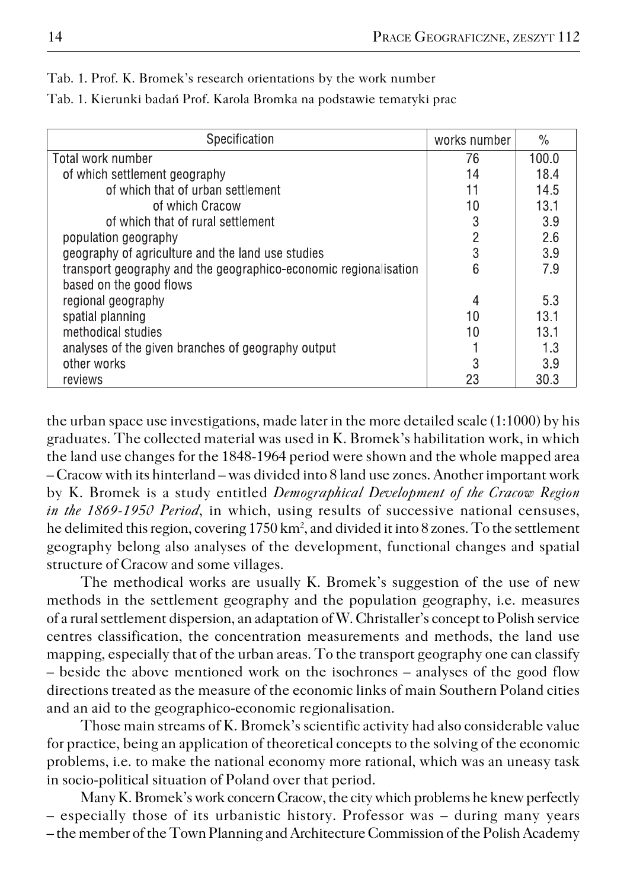Tab. 1. Prof. K. Bromek's research orientations by the work number

Tab. 1. Kierunki badań Prof. Karola Bromka na podstawie tematyki prac

| Specification | works number | % |
|---|---|---|
| Total work number | 76 | 100.0 |
| of which settlement geography | 14 | 18.4 |
| of which that of urban settlement | 11 | 14.5 |
| of which Cracow | 10 | 13.1 |
| of which that of rural settlement | 3 | 3.9 |
| population geography | 2 | 2.6 |
| geography of agriculture and the land use studies | 3 | 3.9 |
| transport geography and the geographico-economic regionalisation based on the good flows | 6 | 7.9 |
| regional geography | 4 | 5.3 |
| spatial planning | 10 | 13.1 |
| methodical studies | 10 | 13.1 |
| analyses of the given branches of geography output | 1 | 1.3 |
| other works | 3 | 3.9 |
| reviews | 23 | 30.3 |

the urban space use investigations, made later in the more detailed scale (1:1000) by his graduates. The collected material was used in K. Bromek's habilitation work, in which the land use changes for the 1848-1964 period were shown and the whole mapped area – Cracow with its hinterland – was divided into 8 land use zones. Another important work by K. Bromek is a study entitled *Demographical Development of the Cracow Region in the 1869-1950 Period*, in which, using results of successive national censuses, he delimited this region, covering 1750 km$^2$, and divided it into 8 zones. To the settlement geography belong also analyses of the development, functional changes and spatial structure of Cracow and some villages.

The methodical works are usually K. Bromek's suggestion of the use of new methods in the settlement geography and the population geography, i.e. measures of a rural settlement dispersion, an adaptation of W. Christaller's concept to Polish service centres classification, the concentration measurements and methods, the land use mapping, especially that of the urban areas. To the transport geography one can classify – beside the above mentioned work on the isochrones – analyses of the good flow directions treated as the measure of the economic links of main Southern Poland cities and an aid to the geographico-economic regionalisation.

Those main streams of K. Bromek's scientific activity had also considerable value for practice, being an application of theoretical concepts to the solving of the economic problems, i.e. to make the national economy more rational, which was an uneasy task in socio-political situation of Poland over that period.

Many K. Bromek's work concern Cracow, the city which problems he knew perfectly – especially those of its urbanistic history. Professor was – during many years – the member of the Town Planning and Architecture Commission of the Polish Academy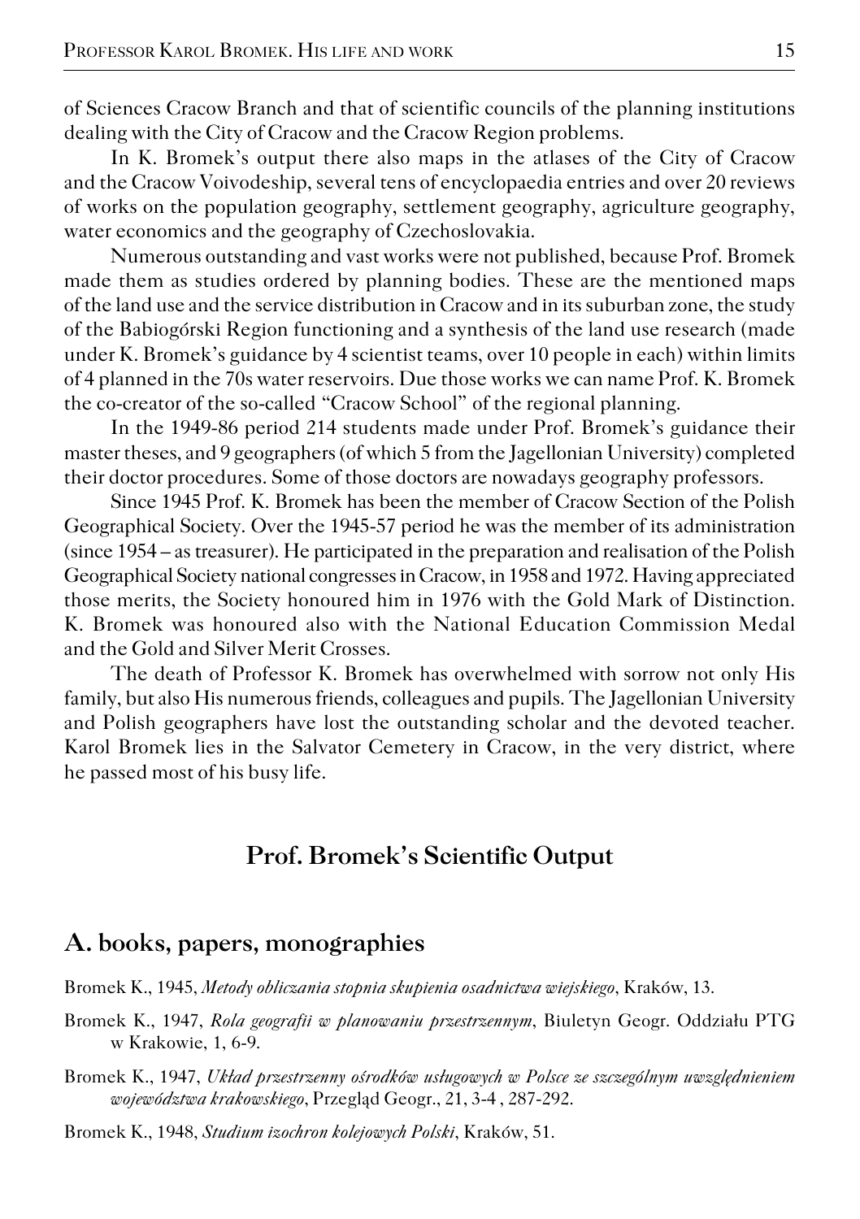of Sciences Cracow Branch and that of scientific councils of the planning institutions dealing with the City of Cracow and the Cracow Region problems.

In K. Bromek's output there also maps in the atlases of the City of Cracow and the Cracow Voivodeship, several tens of encyclopaedia entries and over 20 reviews of works on the population geography, settlement geography, agriculture geography, water economics and the geography of Czechoslovakia.

Numerous outstanding and vast works were not published, because Prof. Bromek made them as studies ordered by planning bodies. These are the mentioned maps of the land use and the service distribution in Cracow and in its suburban zone, the study of the Babiogórski Region functioning and a synthesis of the land use research (made under K. Bromek's guidance by 4 scientist teams, over 10 people in each) within limits of 4 planned in the 70s water reservoirs. Due those works we can name Prof. K. Bromek the co-creator of the so-called "Cracow School" of the regional planning.

In the 1949-86 period 214 students made under Prof. Bromek's guidance their master theses, and 9 geographers (of which 5 from the Jagellonian University) completed their doctor procedures. Some of those doctors are nowadays geography professors.

Since 1945 Prof. K. Bromek has been the member of Cracow Section of the Polish Geographical Society. Over the 1945-57 period he was the member of its administration (since 1954 – as treasurer). He participated in the preparation and realisation of the Polish Geographical Society national congresses in Cracow, in 1958 and 1972. Having appreciated those merits, the Society honoured him in 1976 with the Gold Mark of Distinction. K. Bromek was honoured also with the National Education Commission Medal and the Gold and Silver Merit Crosses.

The death of Professor K. Bromek has overwhelmed with sorrow not only His family, but also His numerous friends, colleagues and pupils. The Jagellonian University and Polish geographers have lost the outstanding scholar and the devoted teacher. Karol Bromek lies in the Salvator Cemetery in Cracow, in the very district, where he passed most of his busy life.

## Prof. Bromek's Scientific Output

### A. books, papers, monographies

Bromek K., 1945, *Metody obliczania stopnia skupienia osadnictwa wiejskiego*, Kraków, 13.

Bromek K., 1947, *Rola geografii w planowaniu przestrzennym*, Biuletyn Geogr. Oddziału PTG w Krakowie, 1, 6-9.

Bromek K., 1947, *Układ przestrzenny ośrodków usługowych w Polsce ze szczególnym uwzględnieniem województwa krakowskiego*, Przegląd Geogr., 21, 3-4 , 287-292.

Bromek K., 1948, *Studium izochron kolejowych Polski*, Kraków, 51.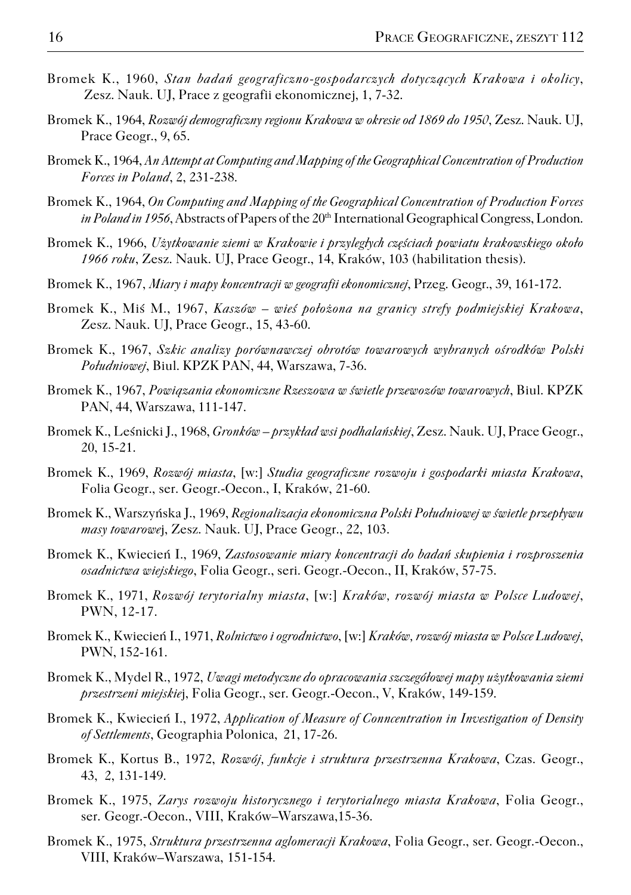Bromek K., 1960, *Stan badań geograficzno-gospodarczych dotyczących Krakowa i okolicy*, Zesz. Nauk. UJ, Prace z geografii ekonomicznej, 1, 7-32.

Bromek K., 1964, *Rozwój demograficzny regionu Krakowa w okresie od 1869 do 1950*, Zesz. Nauk. UJ, Prace Geogr., 9, 65.

Bromek K., 1964, *An Attempt at Computing and Mapping of the Geographical Concentration of Production Forces in Poland*, 2, 231-238.

Bromek K., 1964, *On Computing and Mapping of the Geographical Concentration of Production Forces in Poland in 1956*, Abstracts of Papers of the 20th International Geographical Congress, London.

Bromek K., 1966, *Użytkowanie ziemi w Krakowie i przyległych częściach powiatu krakowskiego około 1966 roku*, Zesz. Nauk. UJ, Prace Geogr., 14, Kraków, 103 (habilitation thesis).

Bromek K., 1967, *Miary i mapy koncentracji w geografii ekonomicznej*, Przeg. Geogr., 39, 161-172.

Bromek K., Miś M., 1967, *Kaszów – wieś położona na granicy strefy podmiejskiej Krakowa*, Zesz. Nauk. UJ, Prace Geogr., 15, 43-60.

Bromek K., 1967, *Szkic analizy porównawczej obrotów towarowych wybranych ośrodków Polski Południowej*, Biul. KPZK PAN, 44, Warszawa, 7-36.

Bromek K., 1967, *Powiązania ekonomiczne Rzeszowa w świetle przewozów towarowych*, Biul. KPZK PAN, 44, Warszawa, 111-147.

Bromek K., Leśnicki J., 1968, *Gronków – przykład wsi podhalańskiej*, Zesz. Nauk. UJ, Prace Geogr., 20, 15-21.

Bromek K., 1969, *Rozwój miasta*, [w:] *Studia geograficzne rozwoju i gospodarki miasta Krakowa*, Folia Geogr., ser. Geogr.-Oecon., I, Kraków, 21-60.

Bromek K., Warszyńska J., 1969, *Regionalizacja ekonomiczna Polski Południowej w świetle przepływu masy towarowe*j, Zesz. Nauk. UJ, Prace Geogr., 22, 103.

Bromek K., Kwiecień I., 1969, Z*astosowanie miary koncentracji do badań skupienia i rozproszenia osadnictwa wiejskiego*, Folia Geogr., seri. Geogr.-Oecon., II, Kraków, 57-75.

Bromek K., 1971, *Rozwój terytorialny miasta*, [w:] *Kraków, rozwój miasta w Polsce Ludowej*, PWN, 12-17.

Bromek K., Kwiecień I., 1971, *Rolnictwo i ogrodnictwo*, [w:] *Kraków, rozwój miasta w Polsce Ludowej*, PWN, 152-161.

Bromek K., Mydel R., 1972, *Uwagi metodyczne do opracowania szczegółowej mapy użytkowania ziemi przestrzeni miejskie*j, Folia Geogr., ser. Geogr.-Oecon., V, Kraków, 149-159.

Bromek K., Kwiecień I., 1972, *Application of Measure of Conncentration in Investigation of Density of Settlements*, Geographia Polonica, 21, 17-26.

Bromek K., Kortus B., 1972, *Rozwój, funkcje i struktura przestrzenna Krakowa*, Czas. Geogr., 43, 2, 131-149.

Bromek K., 1975, *Zarys rozwoju historycznego i terytorialnego miasta Krakowa*, Folia Geogr., ser. Geogr.-Oecon., VIII, Kraków–Warszawa,15-36.

Bromek K., 1975, *Struktura przestrzenna aglomeracji Krakowa*, Folia Geogr., ser. Geogr.-Oecon., VIII, Kraków–Warszawa, 151-154.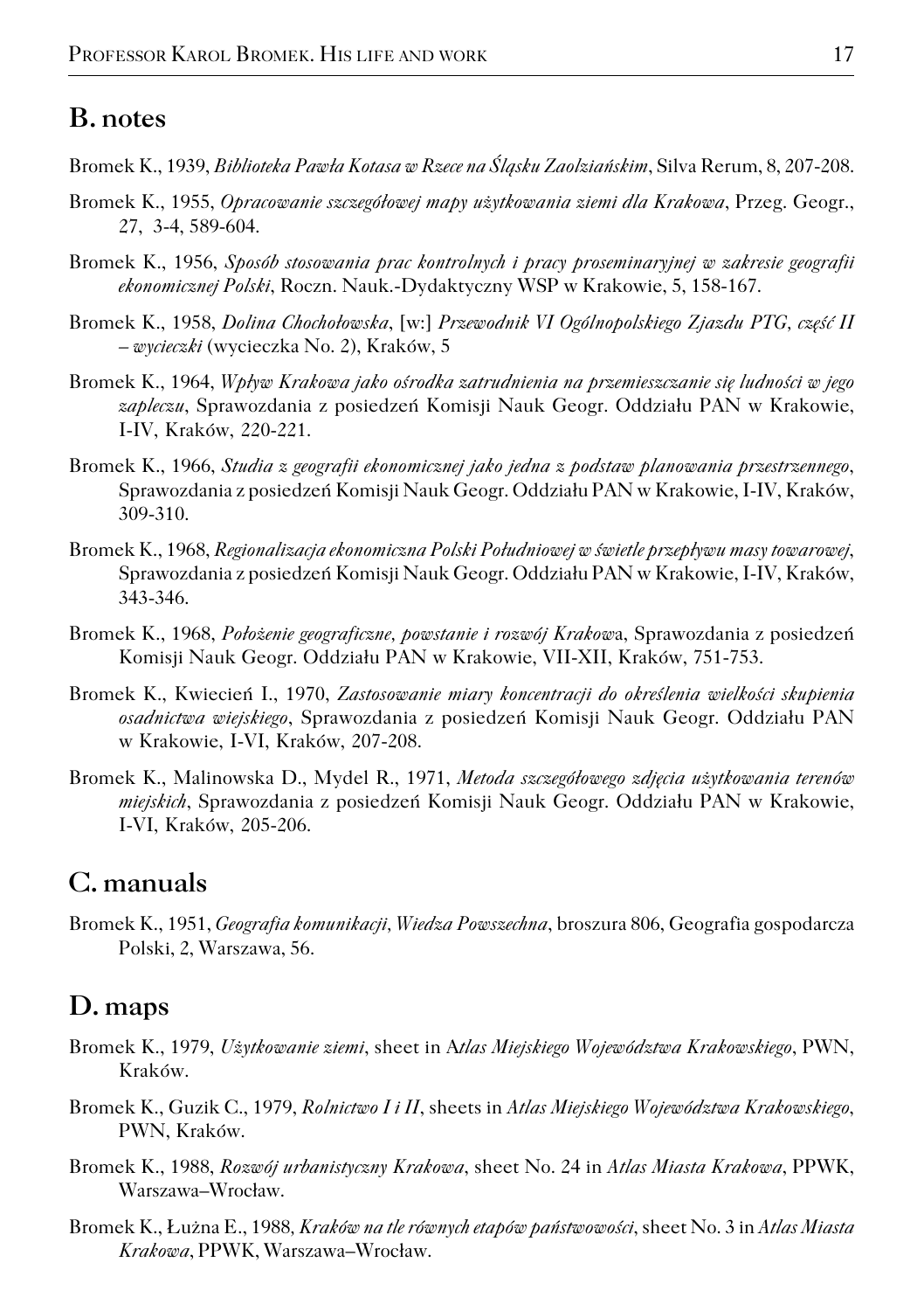## B. notes

Bromek K., 1939, *Biblioteka Pawła Kotasa w Rzece na Śląsku Zaolziańskim*, Silva Rerum, 8, 207-208.

Bromek K., 1955, *Opracowanie szczegółowej mapy użytkowania ziemi dla Krakowa*, Przeg. Geogr., 27, 3-4, 589-604.

Bromek K., 1956, *Sposób stosowania prac kontrolnych i pracy proseminaryjnej w zakresie geografii ekonomicznej Polski*, Roczn. Nauk.-Dydaktyczny WSP w Krakowie, 5, 158-167.

Bromek K., 1958, *Dolina Chochołowska*, [w:] *Przewodnik VI Ogólnopolskiego Zjazdu PTG, część II – wycieczki* (wycieczka No. 2), Kraków, 5

Bromek K., 1964, *Wpływ Krakowa jako ośrodka zatrudnienia na przemieszczanie się ludności w jego zapleczu*, Sprawozdania z posiedzeń Komisji Nauk Geogr. Oddziału PAN w Krakowie, I-IV, Kraków, 220-221.

Bromek K., 1966, *Studia z geografii ekonomicznej jako jedna z podstaw planowania przestrzennego*, Sprawozdania z posiedzeń Komisji Nauk Geogr. Oddziału PAN w Krakowie, I-IV, Kraków, 309-310.

Bromek K., 1968, *Regionalizacja ekonomiczna Polski Południowej w świetle przepływu masy towarowej*, Sprawozdania z posiedzeń Komisji Nauk Geogr. Oddziału PAN w Krakowie, I-IV, Kraków, 343-346.

Bromek K., 1968, *Położenie geograficzne, powstanie i rozwój Krakow*a, Sprawozdania z posiedzeń Komisji Nauk Geogr. Oddziału PAN w Krakowie, VII-XII, Kraków, 751-753.

Bromek K., Kwiecień I., 1970, *Zastosowanie miary koncentracji do określenia wielkości skupienia osadnictwa wiejskiego*, Sprawozdania z posiedzeń Komisji Nauk Geogr. Oddziału PAN w Krakowie, I-VI, Kraków, 207-208.

Bromek K., Malinowska D., Mydel R., 1971, *Metoda szczegółowego zdjęcia użytkowania terenów miejskich*, Sprawozdania z posiedzeń Komisji Nauk Geogr. Oddziału PAN w Krakowie, I-VI, Kraków, 205-206.

## C. manuals

Bromek K., 1951, *Geografia komunikacji*, *Wiedza Powszechna*, broszura 806, Geografia gospodarcza Polski, 2, Warszawa, 56.

## D. maps

Bromek K., 1979, *Użytkowanie ziemi*, sheet in A*tlas Miejskiego Województwa Krakowskiego*, PWN, Kraków.

Bromek K., Guzik C., 1979, *Rolnictwo I i II*, sheets in *Atlas Miejskiego Województwa Krakowskiego*, PWN, Kraków.

Bromek K., 1988, *Rozwój urbanistyczny Krakowa*, sheet No. 24 in *Atlas Miasta Krakowa*, PPWK, Warszawa–Wrocław.

Bromek K., Łużna E., 1988, *Kraków na tle równych etapów państwowości*, sheet No. 3 in *Atlas Miasta Krakowa*, PPWK, Warszawa–Wrocław.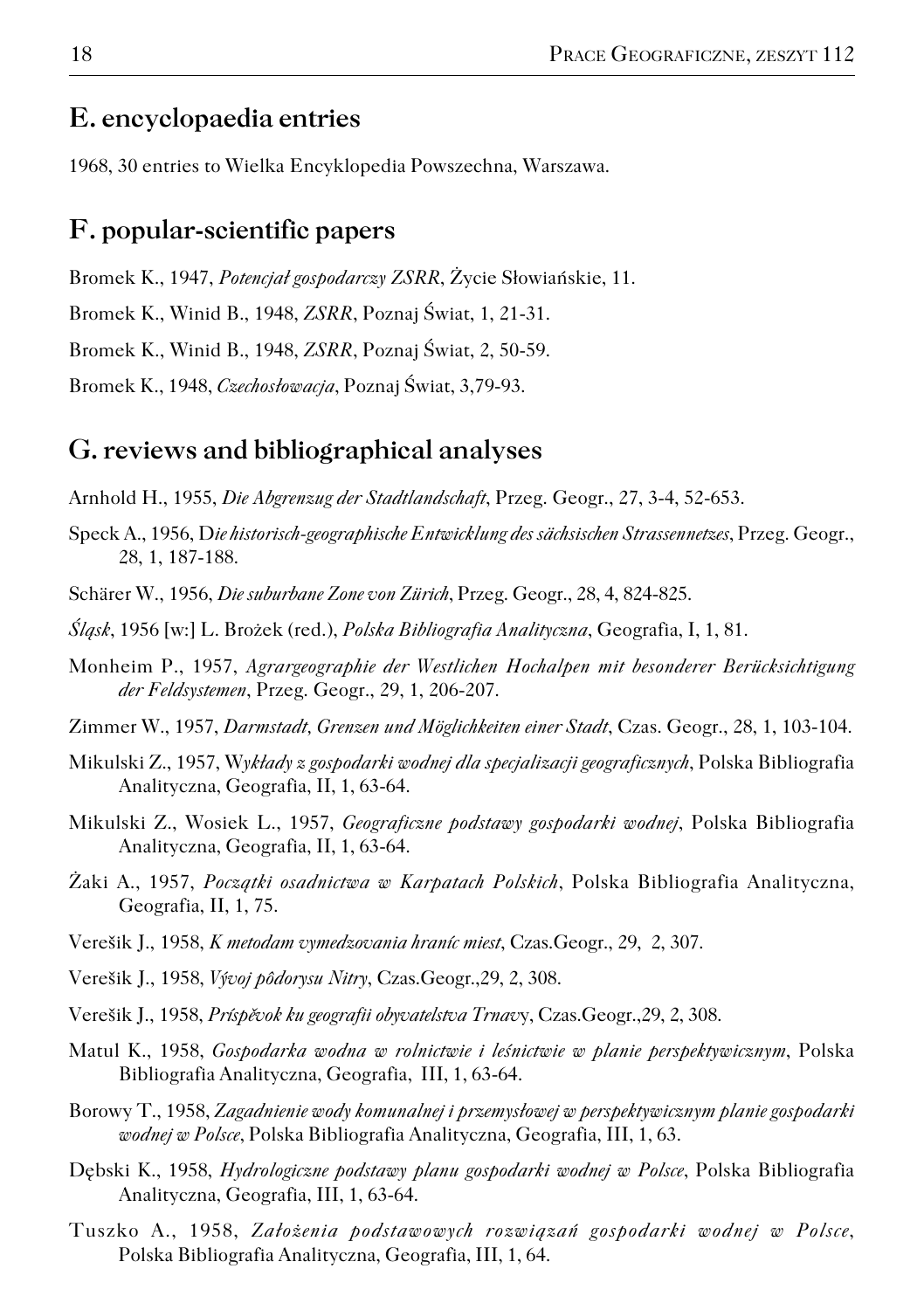## E. encyclopaedia entries

1968, 30 entries to Wielka Encyklopedia Powszechna, Warszawa.

## F. popular-scientific papers

Bromek K., 1947, *Potencjał gospodarczy ZSRR*, Życie Słowiańskie, 11.

Bromek K., Winid B., 1948, *ZSRR*, Poznaj Świat, 1, 21-31.

Bromek K., Winid B., 1948, *ZSRR*, Poznaj Świat, 2, 50-59.

Bromek K., 1948, *Czechosłowacja*, Poznaj Świat, 3,79-93.

## G. reviews and bibliographical analyses

Arnhold H., 1955, *Die Abgrenzug der Stadtlandschaft*, Przeg. Geogr., 27, 3-4, 52-653.

Speck A., 1956, D*ie historisch-geographische Entwicklung des sächsischen Strassennetzes*, Przeg. Geogr., 28, 1, 187-188.

Schärer W., 1956, *Die suburbane Zone von Zürich*, Przeg. Geogr., 28, 4, 824-825.

*Śląsk*, 1956 [w:] L. Brożek (red.), *Polska Bibliografia Analityczna*, Geografia, I, 1, 81.

Monheim P., 1957, *Agrargeographie der Westlichen Hochalpen mit besonderer Berücksichtigung der Feldsystemen*, Przeg. Geogr., 29, 1, 206-207.

Zimmer W., 1957, *Darmstadt, Grenzen und Möglichkeiten einer Stadt*, Czas. Geogr., 28, 1, 103-104.

Mikulski Z., 1957, W*ykłady z gospodarki wodnej dla specjalizacji geograficznych*, Polska Bibliografia Analityczna, Geografia, II, 1, 63-64.

Mikulski Z., Wosiek L., 1957, *Geograficzne podstawy gospodarki wodnej*, Polska Bibliografia Analityczna, Geografia, II, 1, 63-64.

Żaki A., 1957, *Początki osadnictwa w Karpatach Polskich*, Polska Bibliografia Analityczna, Geografia, II, 1, 75.

Verešik J., 1958, *K metodam vymedzovania hraníc miest*, Czas.Geogr., 29, 2, 307.

Verešik J., 1958, *Vývoj pôdorysu Nitry*, Czas.Geogr.,29, 2, 308.

Verešik J., 1958, *Príspěvok ku geografii obyvatelstva Trnav*y, Czas.Geogr.,29, 2, 308.

Matul K., 1958, *Gospodarka wodna w rolnictwie i leśnictwie w planie perspektywicznym*, Polska Bibliografia Analityczna, Geografia, III, 1, 63-64.

Borowy T., 1958, *Zagadnienie wody komunalnej i przemysłowej w perspektywicznym planie gospodarki wodnej w Polsce*, Polska Bibliografia Analityczna, Geografia, III, 1, 63.

Dębski K., 1958, *Hydrologiczne podstawy planu gospodarki wodnej w Polsce*, Polska Bibliografia Analityczna, Geografia, III, 1, 63-64.

Tuszko A., 1958, *Założenia podstawowych rozwiązań gospodarki wodnej w Polsce*, Polska Bibliografia Analityczna, Geografia, III, 1, 64.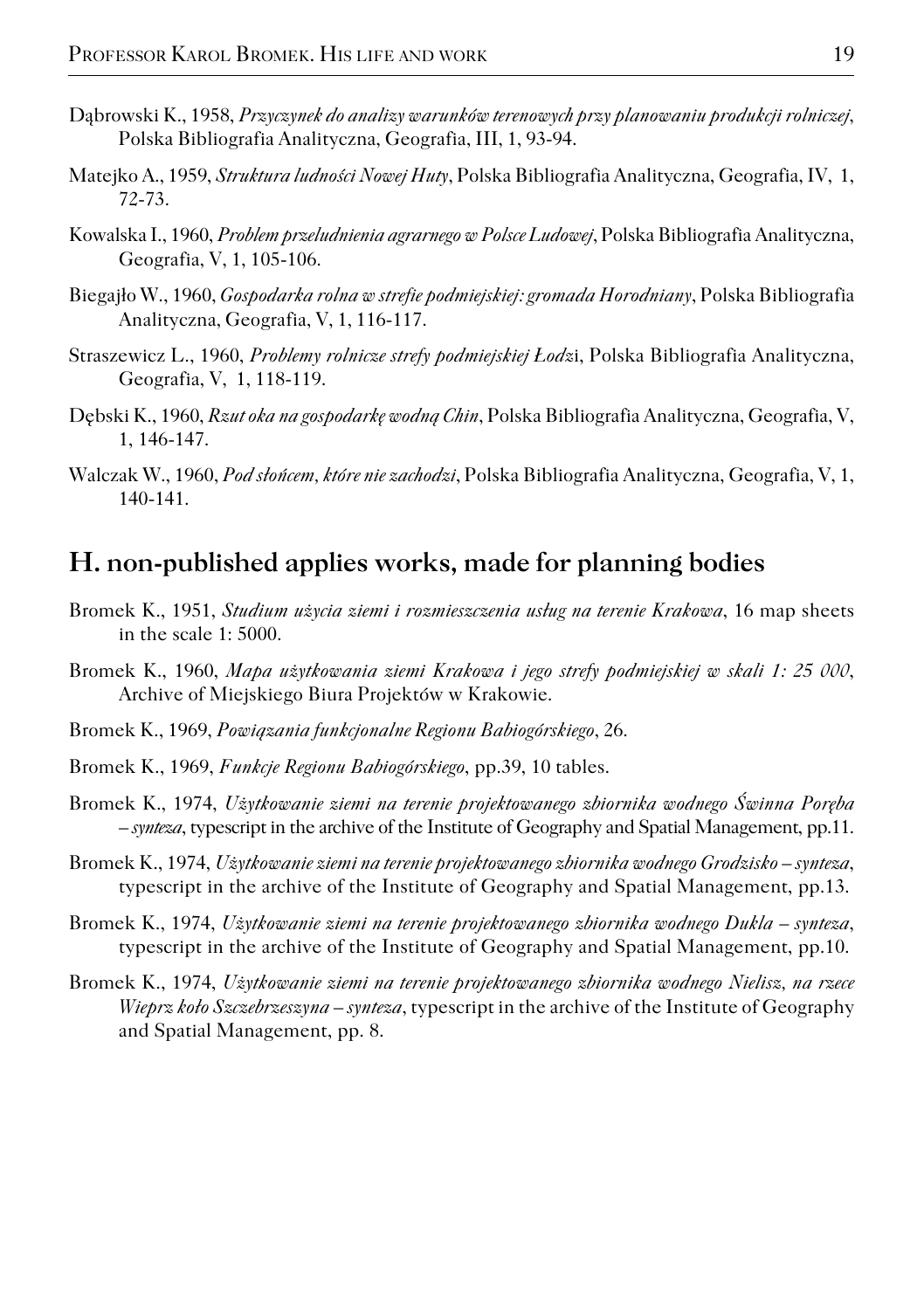Dąbrowski K., 1958, *Przyczynek do analizy warunków terenowych przy planowaniu produkcji rolniczej*, Polska Bibliografia Analityczna, Geografia, III, 1, 93-94.

Matejko A., 1959, *Struktura ludności Nowej Huty*, Polska Bibliografia Analityczna, Geografia, IV, 1, 72-73.

Kowalska I., 1960, *Problem przeludnienia agrarnego w Polsce Ludowej*, Polska Bibliografia Analityczna, Geografia, V, 1, 105-106.

Biegajło W., 1960, *Gospodarka rolna w strefie podmiejskiej: gromada Horodniany*, Polska Bibliografia Analityczna, Geografia, V, 1, 116-117.

Straszewicz L., 1960, *Problemy rolnicze strefy podmiejskiej Łodz*i, Polska Bibliografia Analityczna, Geografia, V, 1, 118-119.

Dębski K., 1960, *Rzut oka na gospodarkę wodną Chin*, Polska Bibliografia Analityczna, Geografia, V, 1, 146-147.

Walczak W., 1960, *Pod słońcem, które nie zachodzi*, Polska Bibliografia Analityczna, Geografia, V, 1, 140-141.

## H. non-published applies works, made for planning bodies

Bromek K., 1951, *Studium użycia ziemi i rozmieszczenia usług na terenie Krakowa*, 16 map sheets in the scale 1: 5000.

Bromek K., 1960, *Mapa użytkowania ziemi Krakowa i jego strefy podmiejskiej w skali 1: 25 000*, Archive of Miejskiego Biura Projektów w Krakowie.

Bromek K., 1969, *Powiązania funkcjonalne Regionu Babiogórskiego*, 26.

Bromek K., 1969, *Funkcje Regionu Babiogórskiego*, pp.39, 10 tables.

Bromek K., 1974, *Użytkowanie ziemi na terenie projektowanego zbiornika wodnego Świnna Poręba – synteza*, typescript in the archive of the Institute of Geography and Spatial Management, pp.11.

Bromek K., 1974, *Użytkowanie ziemi na terenie projektowanego zbiornika wodnego Grodzisko – synteza*, typescript in the archive of the Institute of Geography and Spatial Management, pp.13.

Bromek K., 1974, *Użytkowanie ziemi na terenie projektowanego zbiornika wodnego Dukla – synteza*, typescript in the archive of the Institute of Geography and Spatial Management, pp.10.

Bromek K., 1974, *Użytkowanie ziemi na terenie projektowanego zbiornika wodnego Nielisz, na rzece Wieprz koło Szczebrzeszyna – synteza*, typescript in the archive of the Institute of Geography and Spatial Management, pp. 8.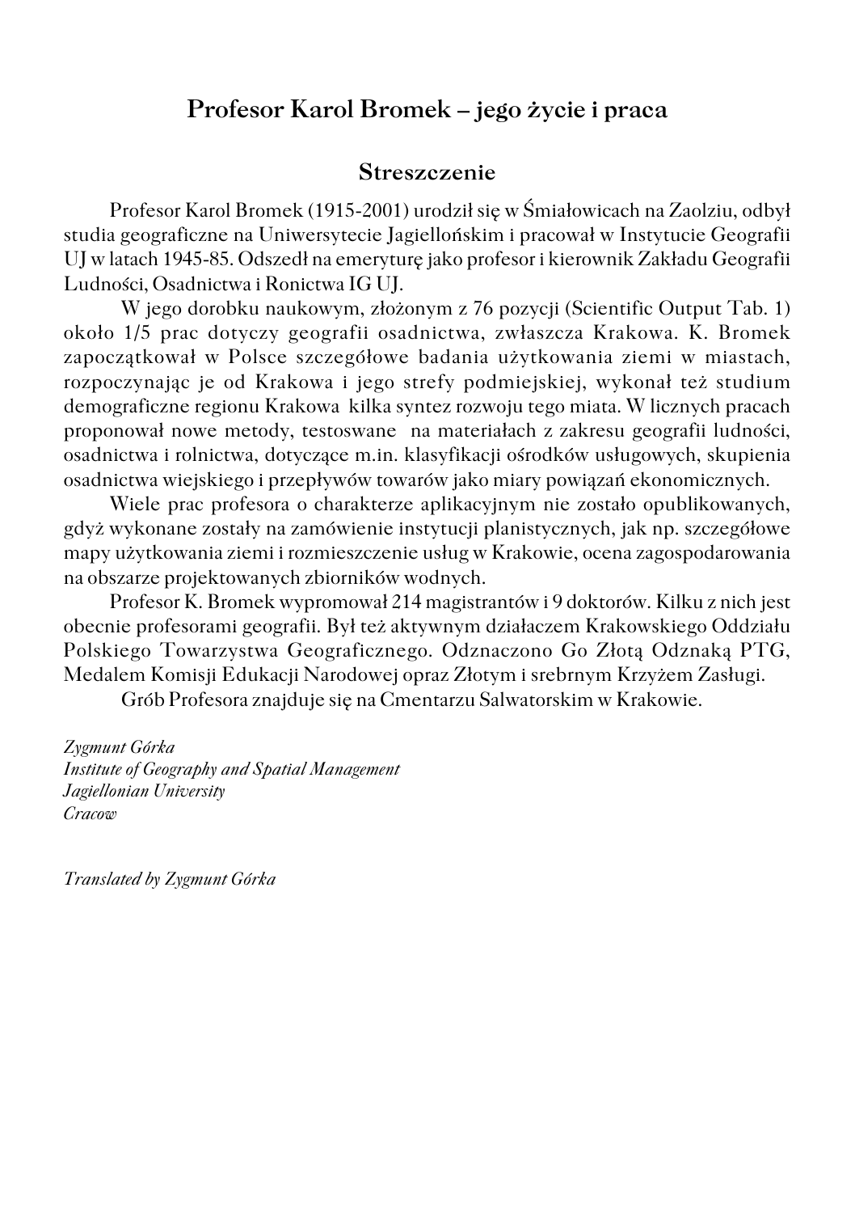# Profesor Karol Bromek – jego życie i praca

## Streszczenie

Profesor Karol Bromek (1915-2001) urodził się w Śmiałowicach na Zaolziu, odbył studia geograficzne na Uniwersytecie Jagiellońskim i pracował w Instytucie Geografii UJ w latach 1945-85. Odszedł na emeryturę jako profesor i kierownik Zakładu Geografii Ludności, Osadnictwa i Ronictwa IG UJ.

W jego dorobku naukowym, złożonym z 76 pozycji (Scientific Output Tab. 1) około 1/5 prac dotyczy geografii osadnictwa, zwłaszcza Krakowa. K. Bromek zapoczątkował w Polsce szczegółowe badania użytkowania ziemi w miastach, rozpoczynając je od Krakowa i jego strefy podmiejskiej, wykonał też studium demograficzne regionu Krakowa kilka syntez rozwoju tego miata. W licznych pracach proponował nowe metody, testoswane na materiałach z zakresu geografii ludności, osadnictwa i rolnictwa, dotyczące m.in. klasyfikacji ośrodków usługowych, skupienia osadnictwa wiejskiego i przepływów towarów jako miary powiązań ekonomicznych.

Wiele prac profesora o charakterze aplikacyjnym nie zostało opublikowanych, gdyż wykonane zostały na zamówienie instytucji planistycznych, jak np. szczegółowe mapy użytkowania ziemi i rozmieszczenie usług w Krakowie, ocena zagospodarowania na obszarze projektowanych zbiorników wodnych.

Profesor K. Bromek wypromował 214 magistrantów i 9 doktorów. Kilku z nich jest obecnie profesorami geografii. Był też aktywnym działaczem Krakowskiego Oddziału Polskiego Towarzystwa Geograficznego. Odznaczono Go Złotą Odznaką PTG, Medalem Komisji Edukacji Narodowej opraz Złotym i srebrnym Krzyżem Zasługi.

Grób Profesora znajduje się na Cmentarzu Salwatorskim w Krakowie.

*Zygmunt Górka*
*Institute of Geography and Spatial Management*
*Jagiellonian University*
*Cracow*

*Translated by Zygmunt Górka*